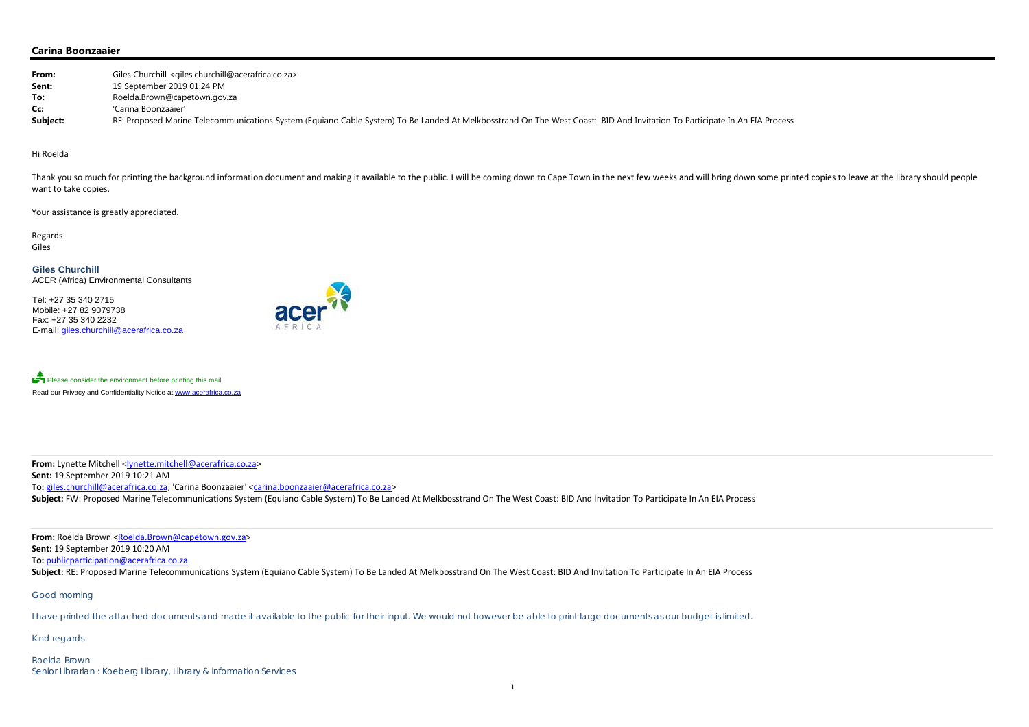**Carina Boonzaaier**

**From:** Giles Churchill <giles.churchill@acerafrica.co.za>
**Sent:** 19 September 2019 01:24 PM
**To:** Roelda.Brown@capetown.gov.za
**Cc:** 'Carina Boonzaaier'
**Subject:** RE: Proposed Marine Telecommunications System (Equiano Cable System) To Be Landed At Melkbosstrand On The West Coast: BID And Invitation To Participate In An EIA Process

Hi Roelda

Thank you so much for printing the background information document and making it available to the public. I will be coming down to Cape Town in the next few weeks and will bring down some printed copies to leave at the library should people want to take copies.

Your assistance is greatly appreciated.

Regards
Giles

**Giles Churchill**
ACER (Africa) Environmental Consultants

Tel: +27 35 340 2715
Mobile: +27 82 9079738
Fax: +27 35 340 2232
E-mail: giles.churchill@acerafrica.co.za

Please consider the environment before printing this mail
Read our Privacy and Confidentiality Notice at www.acerafrica.co.za

---

**From:** Lynette Mitchell <lynette.mitchell@acerafrica.co.za>
**Sent:** 19 September 2019 10:21 AM
**To:** giles.churchill@acerafrica.co.za; 'Carina Boonzaaier' <carina.boonzaaier@acerafrica.co.za>
**Subject:** FW: Proposed Marine Telecommunications System (Equiano Cable System) To Be Landed At Melkbosstrand On The West Coast: BID And Invitation To Participate In An EIA Process

---

**From:** Roelda Brown <Roelda.Brown@capetown.gov.za>
**Sent:** 19 September 2019 10:20 AM
**To:** publicparticipation@acerafrica.co.za
**Subject:** RE: Proposed Marine Telecommunications System (Equiano Cable System) To Be Landed At Melkbosstrand On The West Coast: BID And Invitation To Participate In An EIA Process

Good morning

I have printed the attached documents and made it available to the public for their input. We would not however be able to print large documents as our budget is limited.

Kind regards

Roelda Brown
Senior Librarian : Koeberg Library, Library & information Services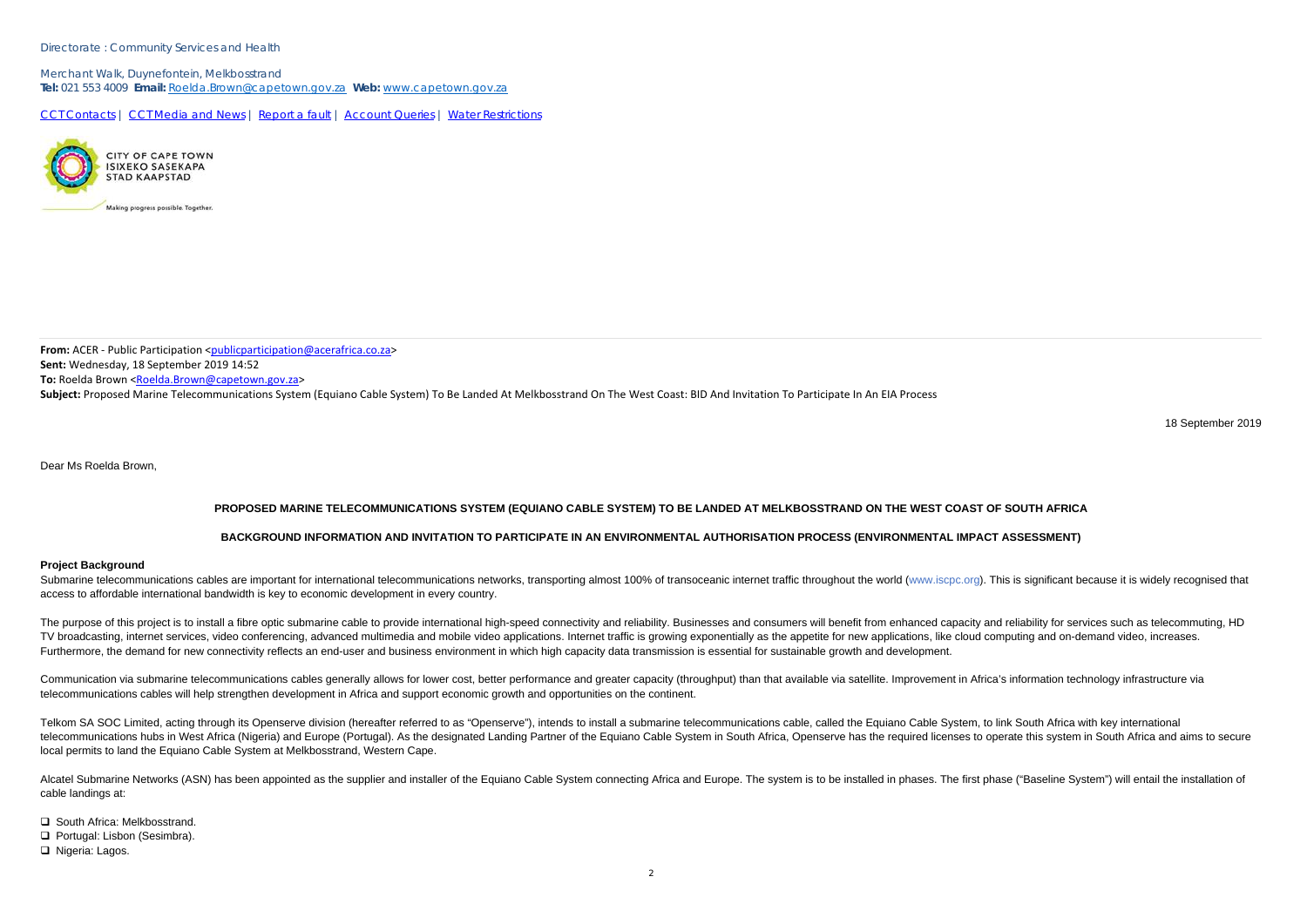Directorate : Community Services and Health

Merchant Walk, Duynefontein, Melkbosstrand
**Tel:** 021 553 4009 **Email:** Roelda.Brown@capetown.gov.za **Web:** www.capetown.gov.za

CCTContacts | CCTMedia and News | Report a fault | Account Queries | Water Restrictions

CITY OF CAPE TOWN
ISIXEKO SASEKAPA
STAD KAAPSTAD

Making progress possible. Together.

---

**From:** ACER - Public Participation <publicparticipation@acerafrica.co.za>
**Sent:** Wednesday, 18 September 2019 14:52
**To:** Roelda Brown <Roelda.Brown@capetown.gov.za>
**Subject:** Proposed Marine Telecommunications System (Equiano Cable System) To Be Landed At Melkbosstrand On The West Coast: BID And Invitation To Participate In An EIA Process

18 September 2019

Dear Ms Roelda Brown,

**PROPOSED MARINE TELECOMMUNICATIONS SYSTEM (EQUIANO CABLE SYSTEM) TO BE LANDED AT MELKBOSSTRAND ON THE WEST COAST OF SOUTH AFRICA**

**BACKGROUND INFORMATION AND INVITATION TO PARTICIPATE IN AN ENVIRONMENTAL AUTHORISATION PROCESS (ENVIRONMENTAL IMPACT ASSESSMENT)**

**Project Background**

Submarine telecommunications cables are important for international telecommunications networks, transporting almost 100% of transoceanic internet traffic throughout the world (www.iscpc.org). This is significant because it is widely recognised that access to affordable international bandwidth is key to economic development in every country.

The purpose of this project is to install a fibre optic submarine cable to provide international high-speed connectivity and reliability. Businesses and consumers will benefit from enhanced capacity and reliability for services such as telecommuting, HD TV broadcasting, internet services, video conferencing, advanced multimedia and mobile video applications. Internet traffic is growing exponentially as the appetite for new applications, like cloud computing and on-demand video, increases. Furthermore, the demand for new connectivity reflects an end-user and business environment in which high capacity data transmission is essential for sustainable growth and development.

Communication via submarine telecommunications cables generally allows for lower cost, better performance and greater capacity (throughput) than that available via satellite. Improvement in Africa's information technology infrastructure via telecommunications cables will help strengthen development in Africa and support economic growth and opportunities on the continent.

Telkom SA SOC Limited, acting through its Openserve division (hereafter referred to as "Openserve"), intends to install a submarine telecommunications cable, called the Equiano Cable System, to link South Africa with key international telecommunications hubs in West Africa (Nigeria) and Europe (Portugal). As the designated Landing Partner of the Equiano Cable System in South Africa, Openserve has the required licenses to operate this system in South Africa and aims to secure local permits to land the Equiano Cable System at Melkbosstrand, Western Cape.

Alcatel Submarine Networks (ASN) has been appointed as the supplier and installer of the Equiano Cable System connecting Africa and Europe. The system is to be installed in phases. The first phase ("Baseline System") will entail the installation of cable landings at:

- South Africa: Melkbosstrand.
- Portugal: Lisbon (Sesimbra).
- Nigeria: Lagos.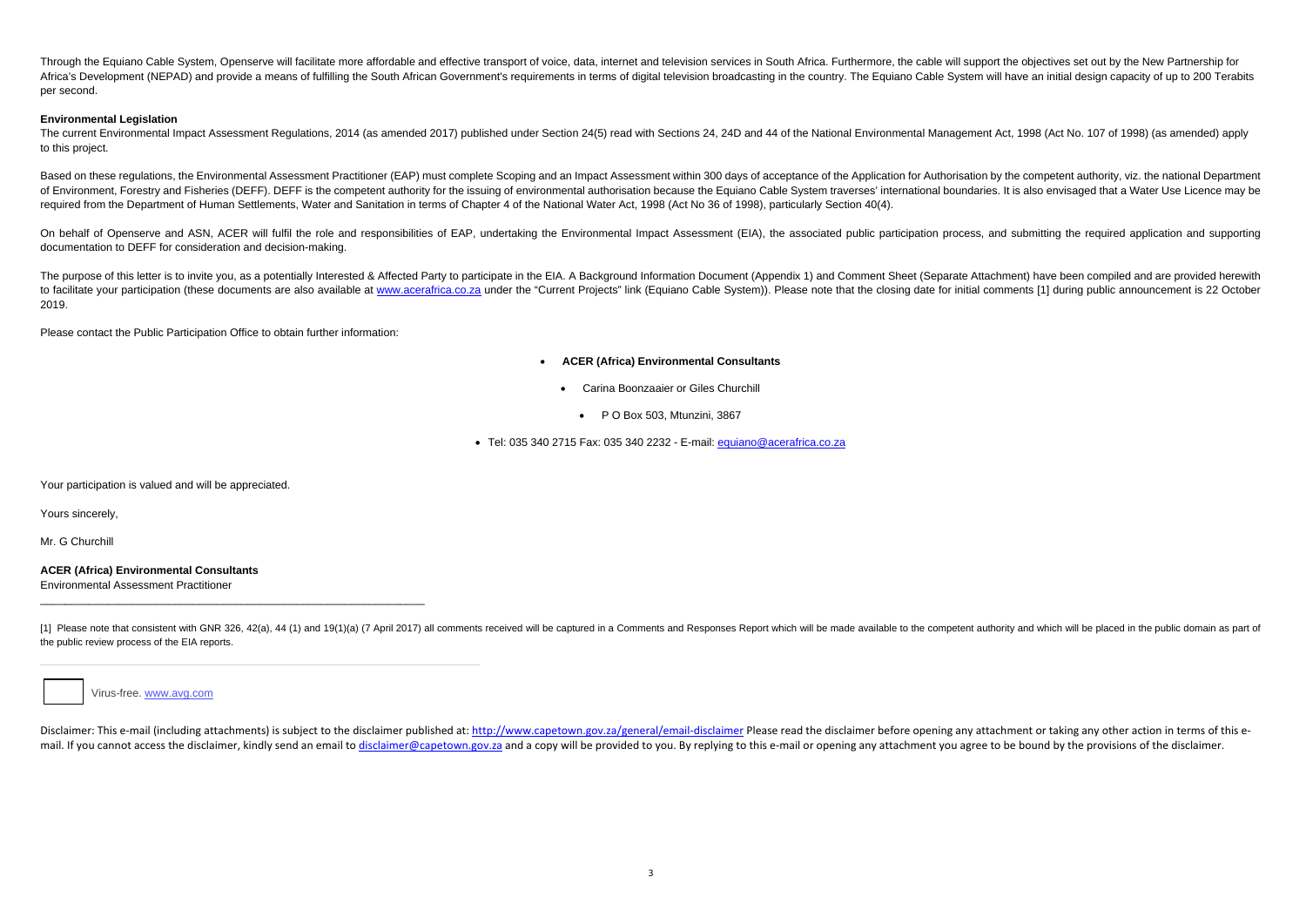Through the Equiano Cable System, Openserve will facilitate more affordable and effective transport of voice, data, internet and television services in South Africa. Furthermore, the cable will support the objectives set out by the New Partnership for Africa's Development (NEPAD) and provide a means of fulfilling the South African Government's requirements in terms of digital television broadcasting in the country. The Equiano Cable System will have an initial design capacity of up to 200 Terabits per second.

**Environmental Legislation**

The current Environmental Impact Assessment Regulations, 2014 (as amended 2017) published under Section 24(5) read with Sections 24, 24D and 44 of the National Environmental Management Act, 1998 (Act No. 107 of 1998) (as amended) apply to this project.

Based on these regulations, the Environmental Assessment Practitioner (EAP) must complete Scoping and an Impact Assessment within 300 days of acceptance of the Application for Authorisation by the competent authority, viz. the national Department of Environment, Forestry and Fisheries (DEFF). DEFF is the competent authority for the issuing of environmental authorisation because the Equiano Cable System traverses' international boundaries. It is also envisaged that a Water Use Licence may be required from the Department of Human Settlements, Water and Sanitation in terms of Chapter 4 of the National Water Act, 1998 (Act No 36 of 1998), particularly Section 40(4).

On behalf of Openserve and ASN, ACER will fulfil the role and responsibilities of EAP, undertaking the Environmental Impact Assessment (EIA), the associated public participation process, and submitting the required application and supporting documentation to DEFF for consideration and decision-making.

The purpose of this letter is to invite you, as a potentially Interested & Affected Party to participate in the EIA. A Background Information Document (Appendix 1) and Comment Sheet (Separate Attachment) have been compiled and are provided herewith to facilitate your participation (these documents are also available at www.acerafrica.co.za under the "Current Projects" link (Equiano Cable System)). Please note that the closing date for initial comments [1] during public announcement is 22 October 2019.

Please contact the Public Participation Office to obtain further information:

- **ACER (Africa) Environmental Consultants**
- Carina Boonzaaier or Giles Churchill
- P O Box 503, Mtunzini, 3867
- Tel: 035 340 2715 Fax: 035 340 2232 - E-mail: equiano@acerafrica.co.za

Your participation is valued and will be appreciated.

Yours sincerely,

Mr. G Churchill

**ACER (Africa) Environmental Consultants**
Environmental Assessment Practitioner

---

[1] Please note that consistent with GNR 326, 42(a), 44 (1) and 19(1)(a) (7 April 2017) all comments received will be captured in a Comments and Responses Report which will be made available to the competent authority and which will be placed in the public domain as part of the public review process of the EIA reports.

---

Virus-free. www.avg.com

Disclaimer: This e-mail (including attachments) is subject to the disclaimer published at: http://www.capetown.gov.za/general/email-disclaimer Please read the disclaimer before opening any attachment or taking any other action in terms of this e-mail. If you cannot access the disclaimer, kindly send an email to disclaimer@capetown.gov.za and a copy will be provided to you. By replying to this e-mail or opening any attachment you agree to be bound by the provisions of the disclaimer.